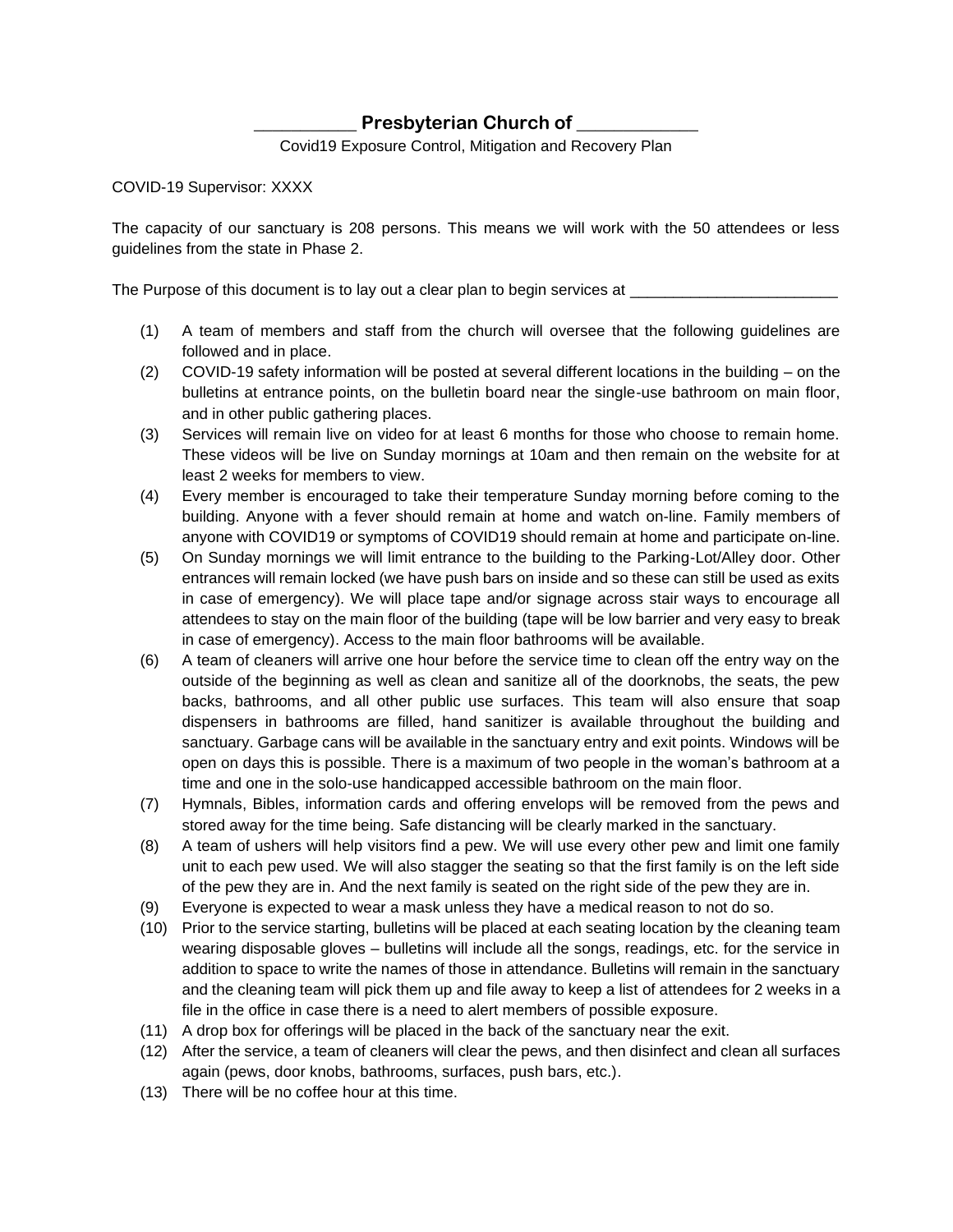**___________ Presbyterian Church of _____________**

Covid19 Exposure Control, Mitigation and Recovery Plan

COVID-19 Supervisor: XXXX

The capacity of our sanctuary is 208 persons. This means we will work with the 50 attendees or less guidelines from the state in Phase 2.

The Purpose of this document is to lay out a clear plan to begin services at ________________________

(1) A team of members and staff from the church will oversee that the following guidelines are followed and in place.

(2) COVID-19 safety information will be posted at several different locations in the building – on the bulletins at entrance points, on the bulletin board near the single-use bathroom on main floor, and in other public gathering places.

(3) Services will remain live on video for at least 6 months for those who choose to remain home. These videos will be live on Sunday mornings at 10am and then remain on the website for at least 2 weeks for members to view.

(4) Every member is encouraged to take their temperature Sunday morning before coming to the building. Anyone with a fever should remain at home and watch on-line. Family members of anyone with COVID19 or symptoms of COVID19 should remain at home and participate on-line.

(5) On Sunday mornings we will limit entrance to the building to the Parking-Lot/Alley door. Other entrances will remain locked (we have push bars on inside and so these can still be used as exits in case of emergency). We will place tape and/or signage across stair ways to encourage all attendees to stay on the main floor of the building (tape will be low barrier and very easy to break in case of emergency). Access to the main floor bathrooms will be available.

(6) A team of cleaners will arrive one hour before the service time to clean off the entry way on the outside of the beginning as well as clean and sanitize all of the doorknobs, the seats, the pew backs, bathrooms, and all other public use surfaces. This team will also ensure that soap dispensers in bathrooms are filled, hand sanitizer is available throughout the building and sanctuary. Garbage cans will be available in the sanctuary entry and exit points. Windows will be open on days this is possible. There is a maximum of two people in the woman's bathroom at a time and one in the solo-use handicapped accessible bathroom on the main floor.

(7) Hymnals, Bibles, information cards and offering envelops will be removed from the pews and stored away for the time being. Safe distancing will be clearly marked in the sanctuary.

(8) A team of ushers will help visitors find a pew. We will use every other pew and limit one family unit to each pew used. We will also stagger the seating so that the first family is on the left side of the pew they are in. And the next family is seated on the right side of the pew they are in.

(9) Everyone is expected to wear a mask unless they have a medical reason to not do so.

(10) Prior to the service starting, bulletins will be placed at each seating location by the cleaning team wearing disposable gloves – bulletins will include all the songs, readings, etc. for the service in addition to space to write the names of those in attendance. Bulletins will remain in the sanctuary and the cleaning team will pick them up and file away to keep a list of attendees for 2 weeks in a file in the office in case there is a need to alert members of possible exposure.

(11) A drop box for offerings will be placed in the back of the sanctuary near the exit.

(12) After the service, a team of cleaners will clear the pews, and then disinfect and clean all surfaces again (pews, door knobs, bathrooms, surfaces, push bars, etc.).

(13) There will be no coffee hour at this time.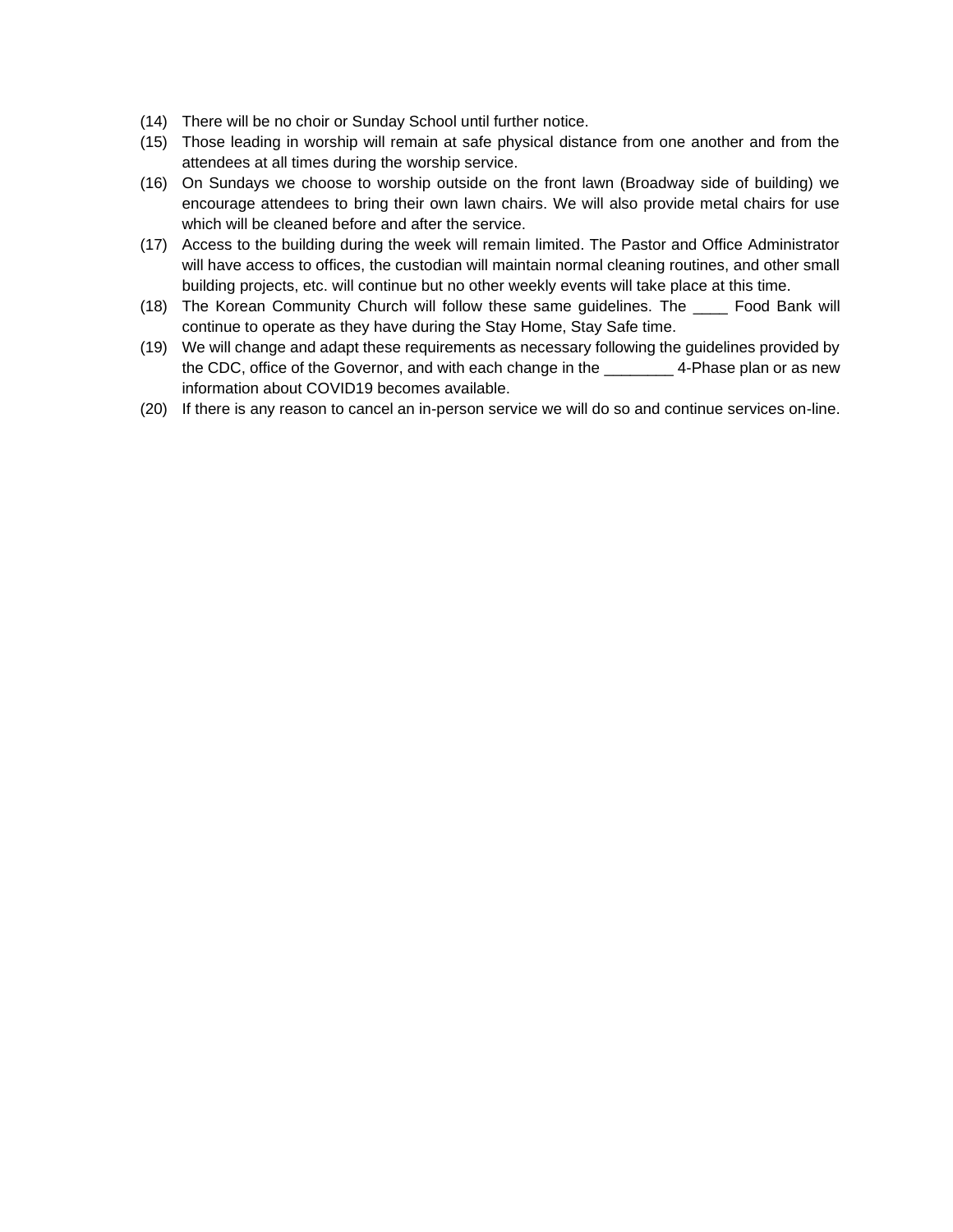(14) There will be no choir or Sunday School until further notice.

(15) Those leading in worship will remain at safe physical distance from one another and from the attendees at all times during the worship service.

(16) On Sundays we choose to worship outside on the front lawn (Broadway side of building) we encourage attendees to bring their own lawn chairs. We will also provide metal chairs for use which will be cleaned before and after the service.

(17) Access to the building during the week will remain limited. The Pastor and Office Administrator will have access to offices, the custodian will maintain normal cleaning routines, and other small building projects, etc. will continue but no other weekly events will take place at this time.

(18) The Korean Community Church will follow these same guidelines. The ____ Food Bank will continue to operate as they have during the Stay Home, Stay Safe time.

(19) We will change and adapt these requirements as necessary following the guidelines provided by the CDC, office of the Governor, and with each change in the ________ 4-Phase plan or as new information about COVID19 becomes available.

(20) If there is any reason to cancel an in-person service we will do so and continue services on-line.